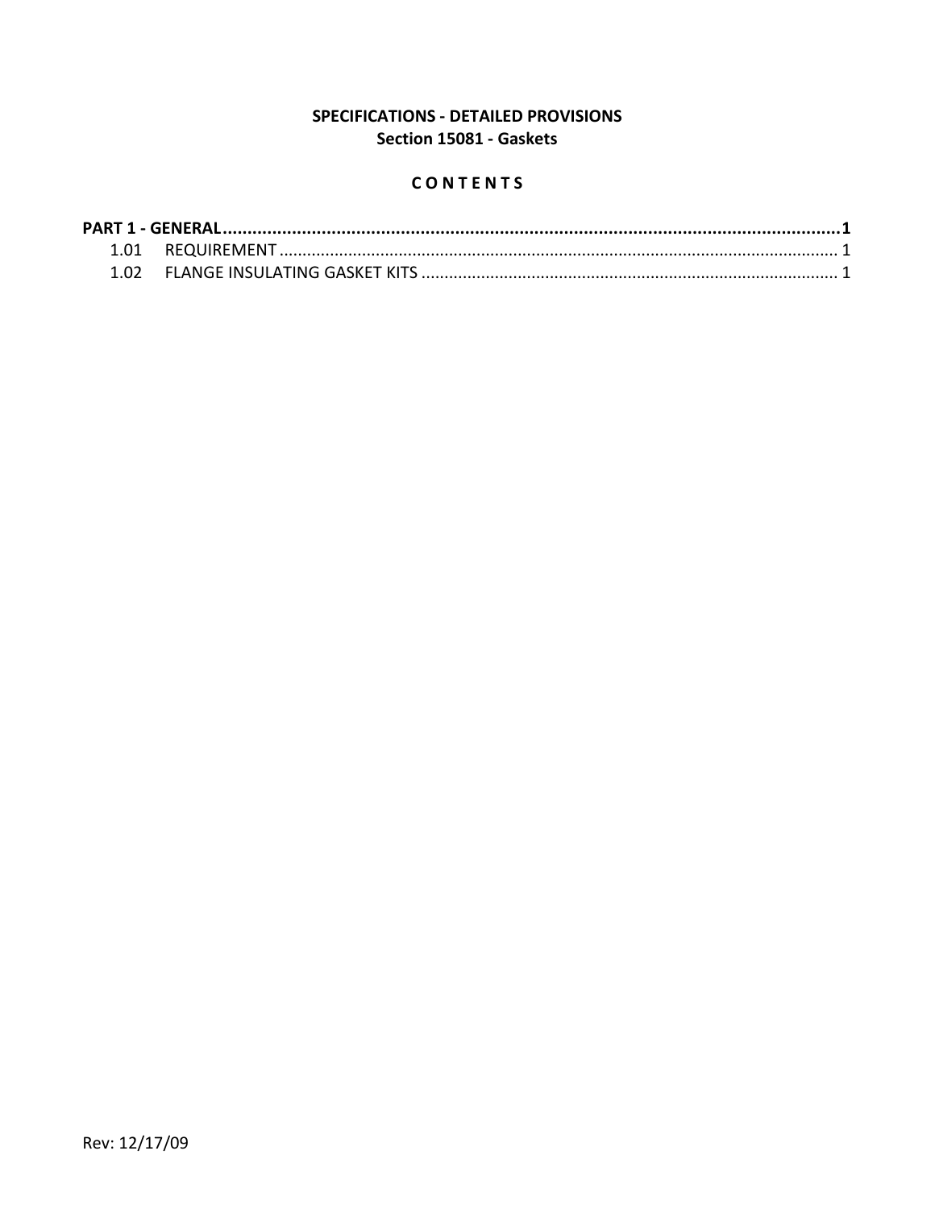**SPECIFICATIONS - DETAILED PROVISIONS**
**Section 15081 - Gaskets**

**C O N T E N T S**

**PART 1 - GENERAL ........................................................................................................................ 1**
1.01 REQUIREMENT ........................................................................................................................ 1
1.02 FLANGE INSULATING GASKET KITS ......................................................................................... 1

Rev: 12/17/09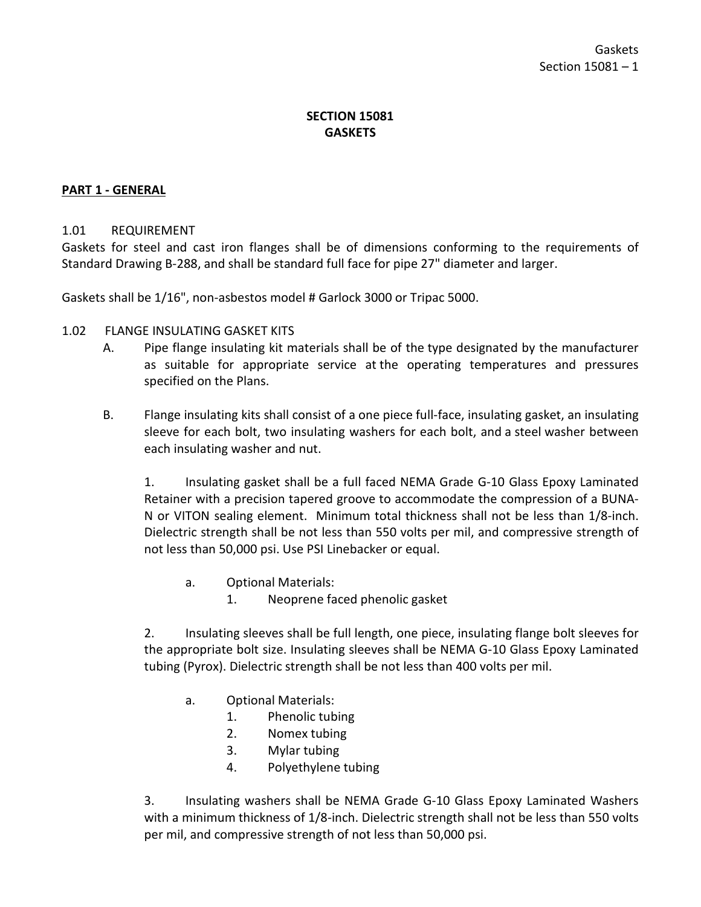# SECTION 15081
# GASKETS

## PART 1 - GENERAL

### 1.01 REQUIREMENT

Gaskets for steel and cast iron flanges shall be of dimensions conforming to the requirements of Standard Drawing B-288, and shall be standard full face for pipe 27" diameter and larger.

Gaskets shall be 1/16", non-asbestos model # Garlock 3000 or Tripac 5000.

### 1.02 FLANGE INSULATING GASKET KITS

A. Pipe flange insulating kit materials shall be of the type designated by the manufacturer as suitable for appropriate service at the operating temperatures and pressures specified on the Plans.

B. Flange insulating kits shall consist of a one piece full-face, insulating gasket, an insulating sleeve for each bolt, two insulating washers for each bolt, and a steel washer between each insulating washer and nut.

1. Insulating gasket shall be a full faced NEMA Grade G-10 Glass Epoxy Laminated Retainer with a precision tapered groove to accommodate the compression of a BUNA-N or VITON sealing element. Minimum total thickness shall not be less than 1/8-inch. Dielectric strength shall be not less than 550 volts per mil, and compressive strength of not less than 50,000 psi. Use PSI Linebacker or equal.

   a. Optional Materials:
      1. Neoprene faced phenolic gasket

2. Insulating sleeves shall be full length, one piece, insulating flange bolt sleeves for the appropriate bolt size. Insulating sleeves shall be NEMA G-10 Glass Epoxy Laminated tubing (Pyrox). Dielectric strength shall be not less than 400 volts per mil.

   a. Optional Materials:
      1. Phenolic tubing
      2. Nomex tubing
      3. Mylar tubing
      4. Polyethylene tubing

3. Insulating washers shall be NEMA Grade G-10 Glass Epoxy Laminated Washers with a minimum thickness of 1/8-inch. Dielectric strength shall not be less than 550 volts per mil, and compressive strength of not less than 50,000 psi.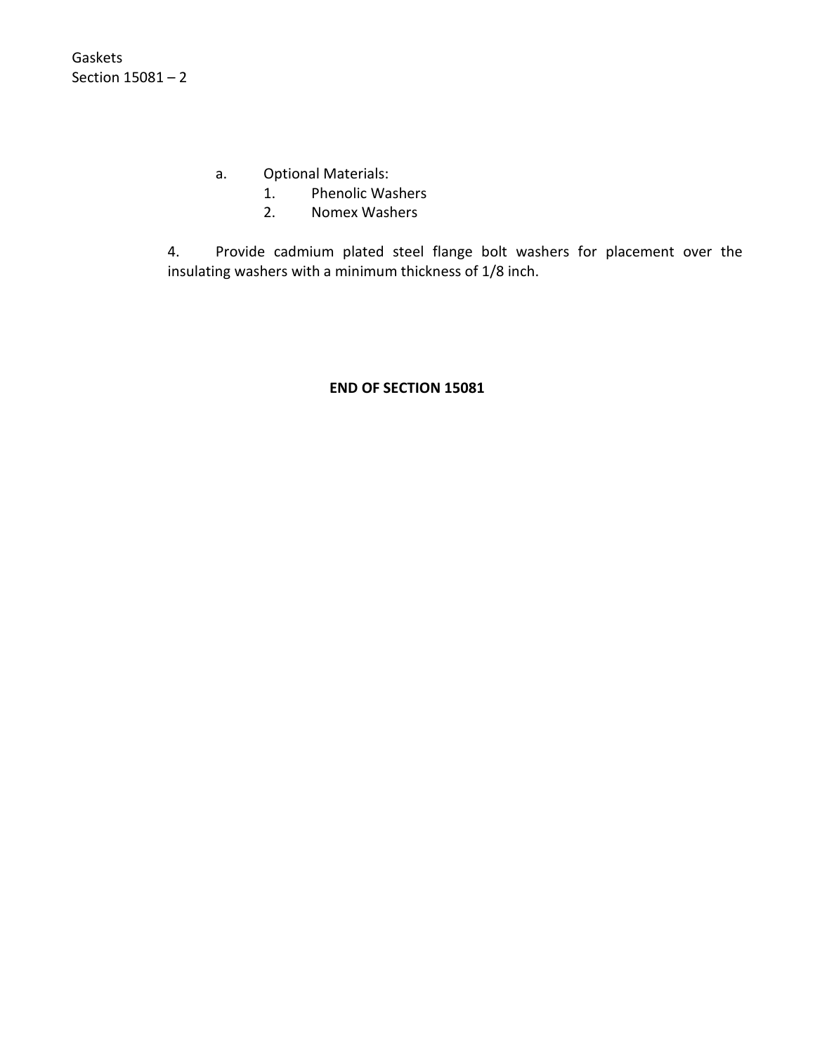a. Optional Materials:
    1. Phenolic Washers
    2. Nomex Washers

4. Provide cadmium plated steel flange bolt washers for placement over the insulating washers with a minimum thickness of 1/8 inch.

**END OF SECTION 15081**